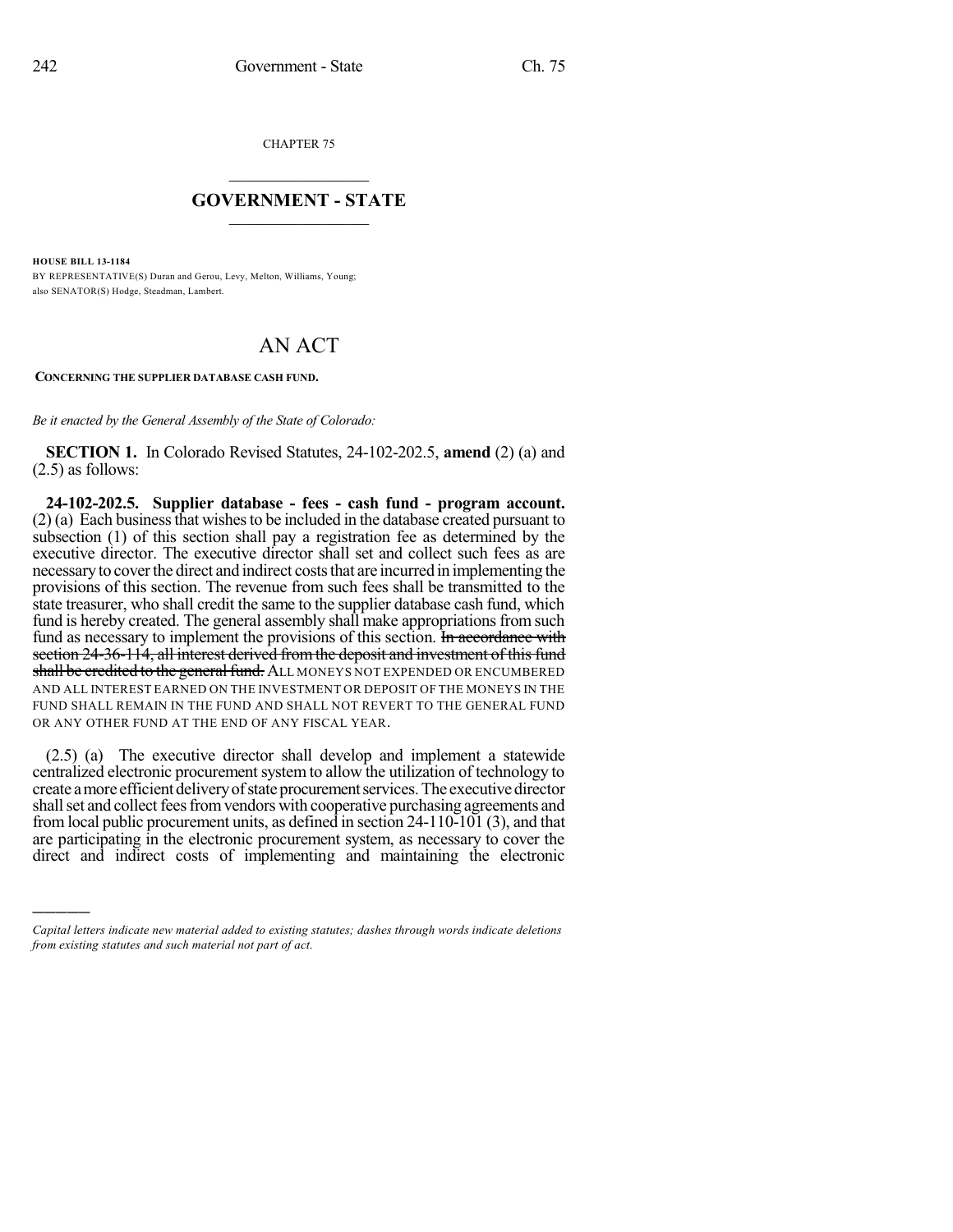CHAPTER 75

# GOVERNMENT - STATE

**HOUSE BILL 13-1184**

BY REPRESENTATIVE(S) Duran and Gerou, Levy, Melton, Williams, Young; also SENATOR(S) Hodge, Steadman, Lambert.

# AN ACT

**CONCERNING THE SUPPLIER DATABASE CASH FUND.**

*Be it enacted by the General Assembly of the State of Colorado:*

**SECTION 1.** In Colorado Revised Statutes, 24-102-202.5, **amend** (2) (a) and (2.5) as follows:

**24-102-202.5. Supplier database - fees - cash fund - program account.** (2) (a) Each business that wishes to be included in the database created pursuant to subsection (1) of this section shall pay a registration fee as determined by the executive director. The executive director shall set and collect such fees as are necessary to cover the direct and indirect costs that are incurred in implementing the provisions of this section. The revenue from such fees shall be transmitted to the state treasurer, who shall credit the same to the supplier database cash fund, which fund is hereby created. The general assembly shall make appropriations from such fund as necessary to implement the provisions of this section. ~~In accordance with section 24-36-114, all interest derived from the deposit and investment of this fund shall be credited to the general fund.~~ ALL MONEYS NOT EXPENDED OR ENCUMBERED AND ALL INTEREST EARNED ON THE INVESTMENT OR DEPOSIT OF THE MONEYS IN THE FUND SHALL REMAIN IN THE FUND AND SHALL NOT REVERT TO THE GENERAL FUND OR ANY OTHER FUND AT THE END OF ANY FISCAL YEAR.

(2.5) (a) The executive director shall develop and implement a statewide centralized electronic procurement system to allow the utilization of technology to create a more efficient delivery of state procurement services. The executive director shall set and collect fees from vendors with cooperative purchasing agreements and from local public procurement units, as defined in section 24-110-101 (3), and that are participating in the electronic procurement system, as necessary to cover the direct and indirect costs of implementing and maintaining the electronic

*Capital letters indicate new material added to existing statutes; dashes through words indicate deletions from existing statutes and such material not part of act.*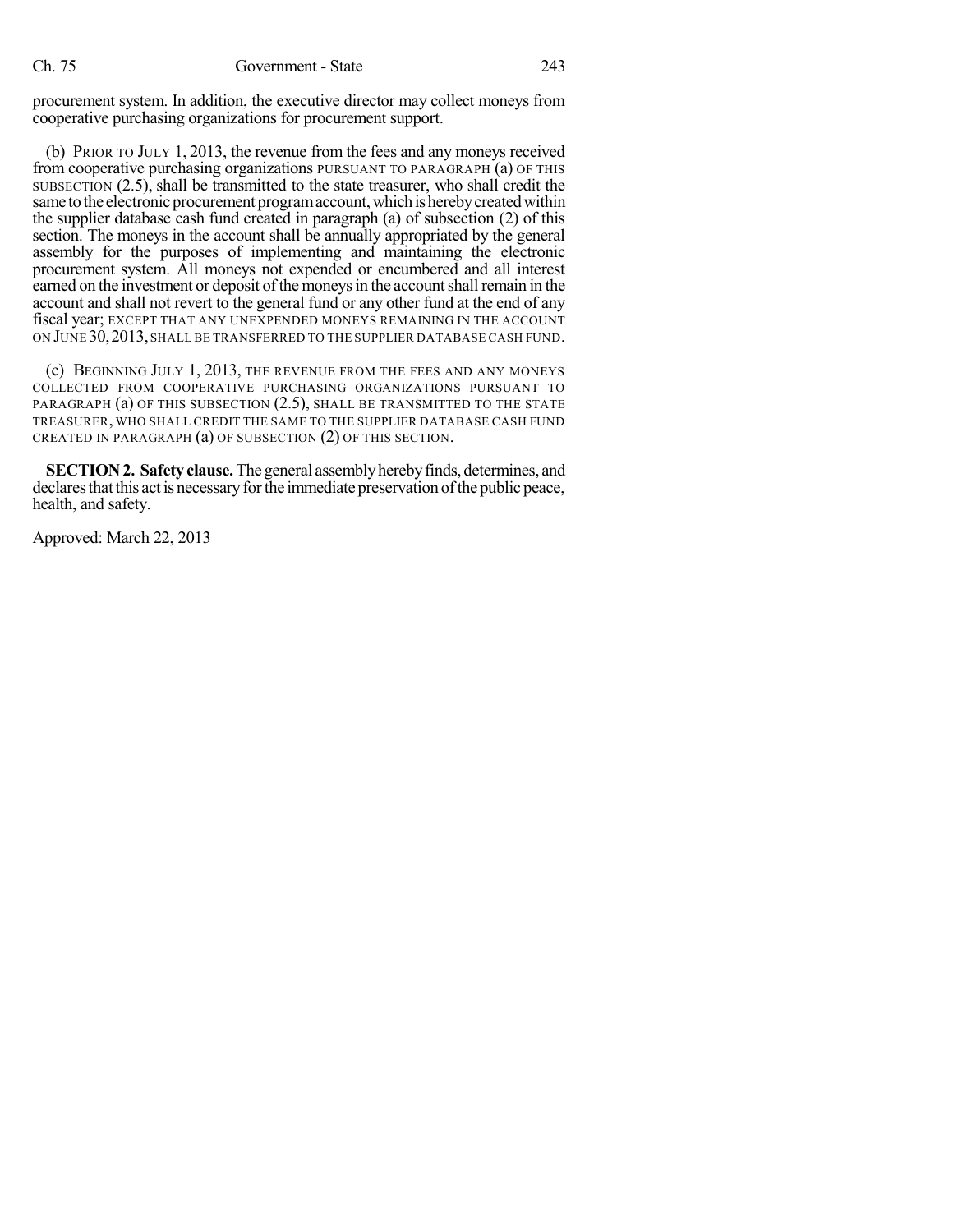procurement system. In addition, the executive director may collect moneys from cooperative purchasing organizations for procurement support.

(b) PRIOR TO JULY 1, 2013, the revenue from the fees and any moneys received from cooperative purchasing organizations PURSUANT TO PARAGRAPH (a) OF THIS SUBSECTION (2.5), shall be transmitted to the state treasurer, who shall credit the same to the electronic procurement program account, which is hereby created within the supplier database cash fund created in paragraph (a) of subsection (2) of this section. The moneys in the account shall be annually appropriated by the general assembly for the purposes of implementing and maintaining the electronic procurement system. All moneys not expended or encumbered and all interest earned on the investment or deposit of the moneys in the account shall remain in the account and shall not revert to the general fund or any other fund at the end of any fiscal year; EXCEPT THAT ANY UNEXPENDED MONEYS REMAINING IN THE ACCOUNT ON JUNE 30, 2013, SHALL BE TRANSFERRED TO THE SUPPLIER DATABASE CASH FUND.

(c) BEGINNING JULY 1, 2013, THE REVENUE FROM THE FEES AND ANY MONEYS COLLECTED FROM COOPERATIVE PURCHASING ORGANIZATIONS PURSUANT TO PARAGRAPH (a) OF THIS SUBSECTION (2.5), SHALL BE TRANSMITTED TO THE STATE TREASURER, WHO SHALL CREDIT THE SAME TO THE SUPPLIER DATABASE CASH FUND CREATED IN PARAGRAPH (a) OF SUBSECTION (2) OF THIS SECTION.

**SECTION 2. Safety clause.** The general assembly hereby finds, determines, and declares that this act is necessary for the immediate preservation of the public peace, health, and safety.

Approved: March 22, 2013